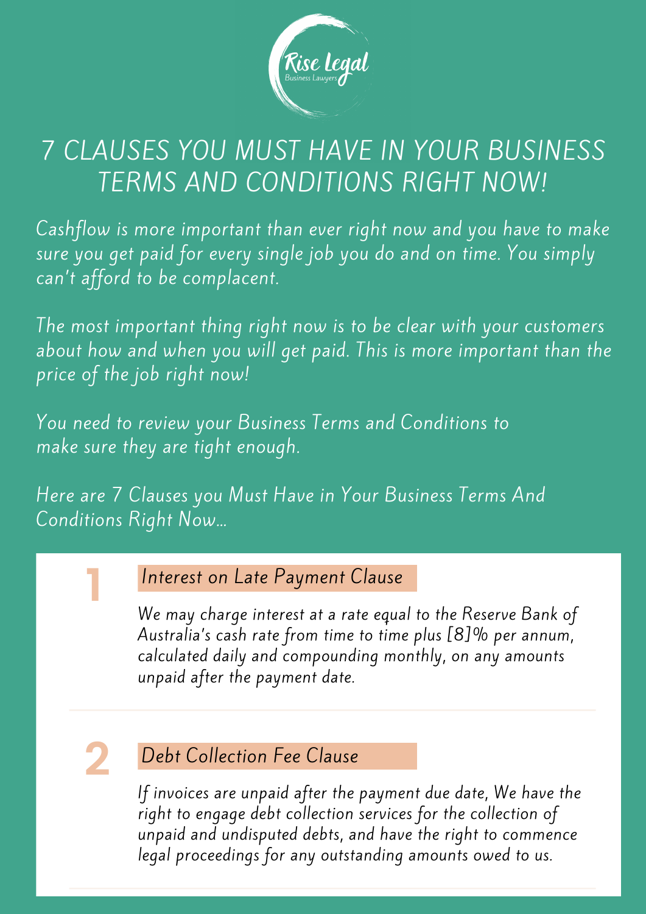Rise Legal
Business Lawyers

# 7 CLAUSES YOU MUST HAVE IN YOUR BUSINESS TERMS AND CONDITIONS RIGHT NOW!

*Cashflow is more important than ever right now and you have to make sure you get paid for every single job you do and on time. You simply can't afford to be complacent.*

*The most important thing right now is to be clear with your customers about how and when you will get paid. This is more important than the price of the job right now!*

*You need to review your Business Terms and Conditions to make sure they are tight enough.*

*Here are 7 Clauses you Must Have in Your Business Terms And Conditions Right Now...*

## 1 Interest on Late Payment Clause

*We may charge interest at a rate equal to the Reserve Bank of Australia's cash rate from time to time plus [8]% per annum, calculated daily and compounding monthly, on any amounts unpaid after the payment date.*

## 2 Debt Collection Fee Clause

*If invoices are unpaid after the payment due date, We have the right to engage debt collection services for the collection of unpaid and undisputed debts, and have the right to commence legal proceedings for any outstanding amounts owed to us.*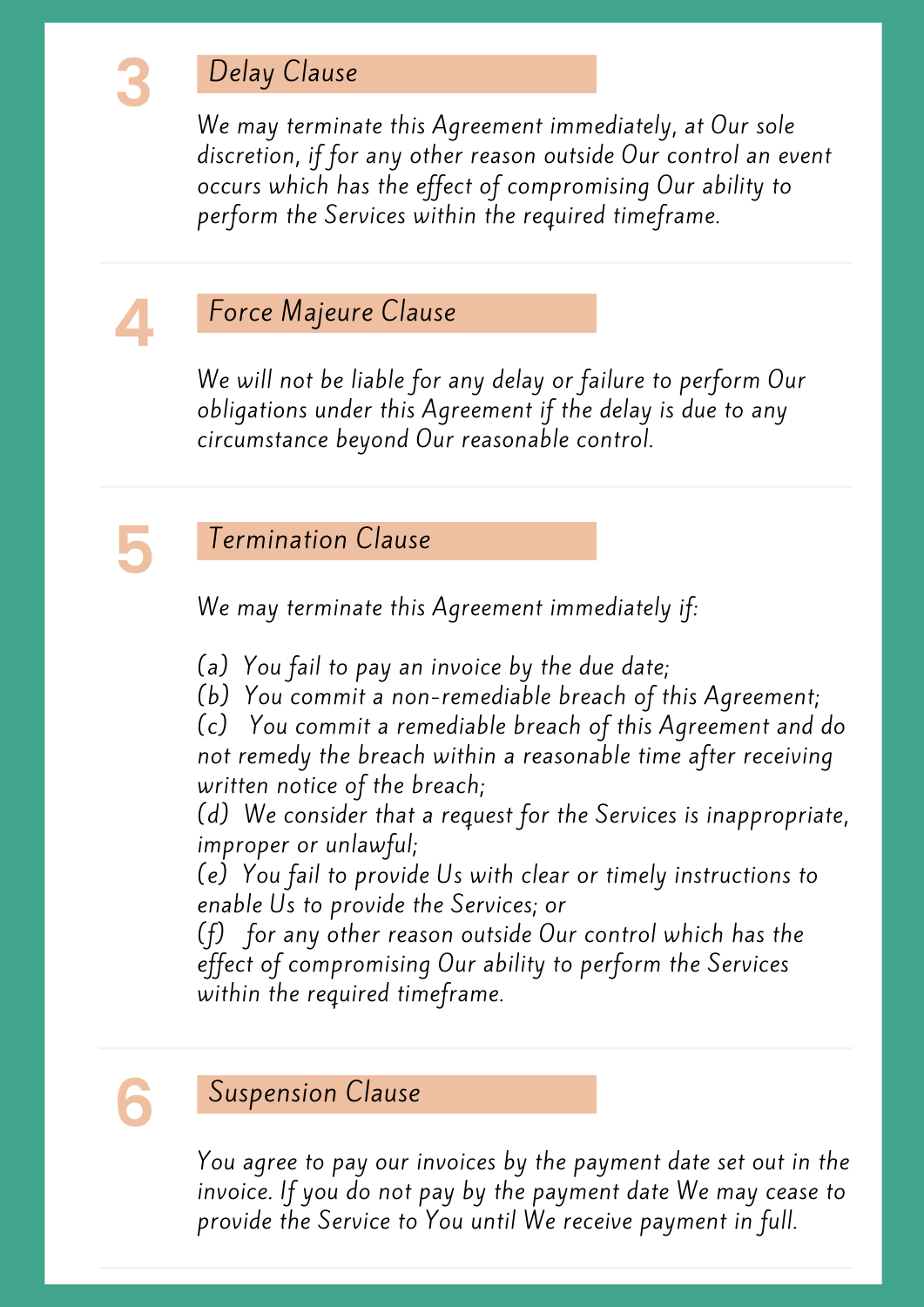## 3 Delay Clause

We may terminate this Agreement immediately, at Our sole discretion, if for any other reason outside Our control an event occurs which has the effect of compromising Our ability to perform the Services within the required timeframe.

## 4 Force Majeure Clause

We will not be liable for any delay or failure to perform Our obligations under this Agreement if the delay is due to any circumstance beyond Our reasonable control.

## 5 Termination Clause

We may terminate this Agreement immediately if:

(a) You fail to pay an invoice by the due date;
(b) You commit a non-remediable breach of this Agreement;
(c) You commit a remediable breach of this Agreement and do not remedy the breach within a reasonable time after receiving written notice of the breach;
(d) We consider that a request for the Services is inappropriate, improper or unlawful;
(e) You fail to provide Us with clear or timely instructions to enable Us to provide the Services; or
(f) for any other reason outside Our control which has the effect of compromising Our ability to perform the Services within the required timeframe.

## 6 Suspension Clause

You agree to pay our invoices by the payment date set out in the invoice. If you do not pay by the payment date We may cease to provide the Service to You until We receive payment in full.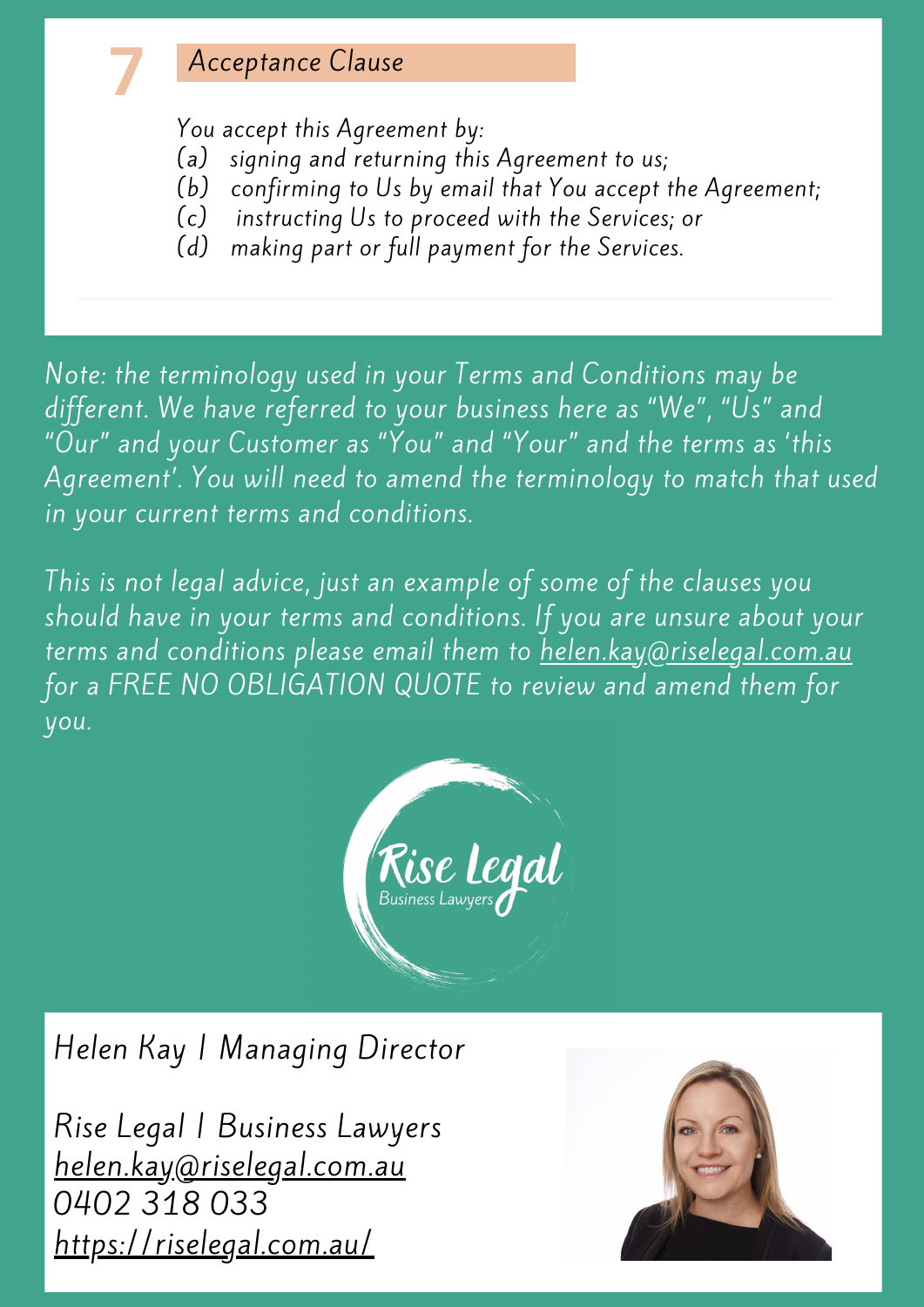## 7 Acceptance Clause

You accept this Agreement by:

(a) signing and returning this Agreement to us;
(b) confirming to Us by email that You accept the Agreement;
(c) instructing Us to proceed with the Services; or
(d) making part or full payment for the Services.

Note: the terminology used in your Terms and Conditions may be different. We have referred to your business here as "We", "Us" and "Our" and your Customer as "You" and "Your" and the terms as 'this Agreement'. You will need to amend the terminology to match that used in your current terms and conditions.

This is not legal advice, just an example of some of the clauses you should have in your terms and conditions. If you are unsure about your terms and conditions please email them to helen.kay@riselegal.com.au for a FREE NO OBLIGATION QUOTE to review and amend them for you.

Rise Legal
Business Lawyers

Helen Kay | Managing Director

Rise Legal | Business Lawyers
helen.kay@riselegal.com.au
0402 318 033
https://riselegal.com.au/